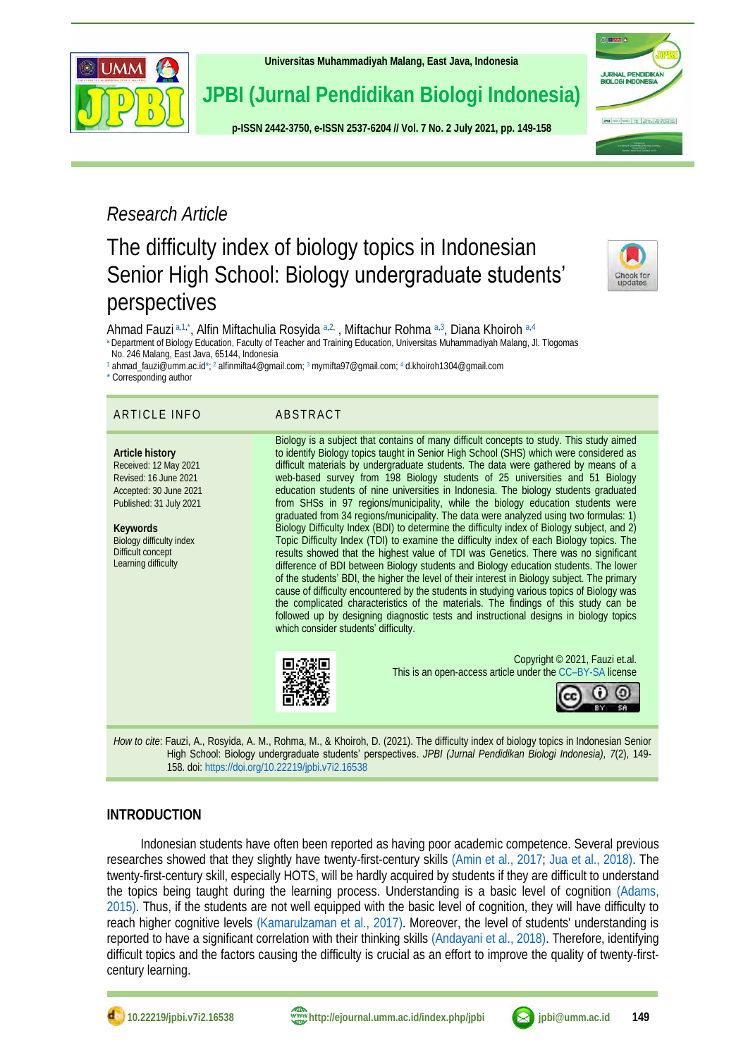Research Article

# The difficulty index of biology topics in Indonesian Senior High School: Biology undergraduate students' perspectives

Ahmad Fauzi [a,1,*], Alfin Miftachulia Rosyida [a,2], Miftachur Rohma [a,3], Diana Khoiroh [a,4]

[a] Department of Biology Education, Faculty of Teacher and Training Education, Universitas Muhammadiyah Malang, Jl. Tlogomas No. 246 Malang, East Java, 65144, Indonesia

[1] ahmad_fauzi@umm.ac.id*; [2] alfinmifta4@gmail.com; [3] mymifta97@gmail.com; [4] d.khoiroh1304@gmail.com

\* Corresponding author

## ARTICLE INFO

**Article history**
Received: 12 May 2021
Revised: 16 June 2021
Accepted: 30 June 2021
Published: 31 July 2021

**Keywords**
Biology difficulty index
Difficult concept
Learning difficulty

## ABSTRACT

Biology is a subject that contains of many difficult concepts to study. This study aimed to identify Biology topics taught in Senior High School (SHS) which were considered as difficult materials by undergraduate students. The data were gathered by means of a web-based survey from 198 Biology students of 25 universities and 51 Biology education students of nine universities in Indonesia. The biology students graduated from SHSs in 97 regions/municipality, while the biology education students were graduated from 34 regions/municipality. The data were analyzed using two formulas: 1) Biology Difficulty Index (BDI) to determine the difficulty index of Biology subject, and 2) Topic Difficulty Index (TDI) to examine the difficulty index of each Biology topics. The results showed that the highest value of TDI was Genetics. There was no significant difference of BDI between Biology students and Biology education students. The lower of the students' BDI, the higher the level of their interest in Biology subject. The primary cause of difficulty encountered by the students in studying various topics of Biology was the complicated characteristics of the materials. The findings of this study can be followed up by designing diagnostic tests and instructional designs in biology topics which consider students' difficulty.

Copyright © 2021, Fauzi et.al.
This is an open-access article under the CC–BY-SA license

*How to cite*: Fauzi, A., Rosyida, A. M., Rohma, M., & Khoiroh, D. (2021). The difficulty index of biology topics in Indonesian Senior High School: Biology undergraduate students' perspectives. *JPBI (Jurnal Pendidikan Biologi Indonesia), 7*(2), 149-158. doi: https://doi.org/10.22219/jpbi.v7i2.16538

## INTRODUCTION

Indonesian students have often been reported as having poor academic competence. Several previous researches showed that they slightly have twenty-first-century skills (Amin et al., 2017; Jua et al., 2018). The twenty-first-century skill, especially HOTS, will be hardly acquired by students if they are difficult to understand the topics being taught during the learning process. Understanding is a basic level of cognition (Adams, 2015). Thus, if the students are not well equipped with the basic level of cognition, they will have difficulty to reach higher cognitive levels (Kamarulzaman et al., 2017). Moreover, the level of students' understanding is reported to have a significant correlation with their thinking skills (Andayani et al., 2018). Therefore, identifying difficult topics and the factors causing the difficulty is crucial as an effort to improve the quality of twenty-first-century learning.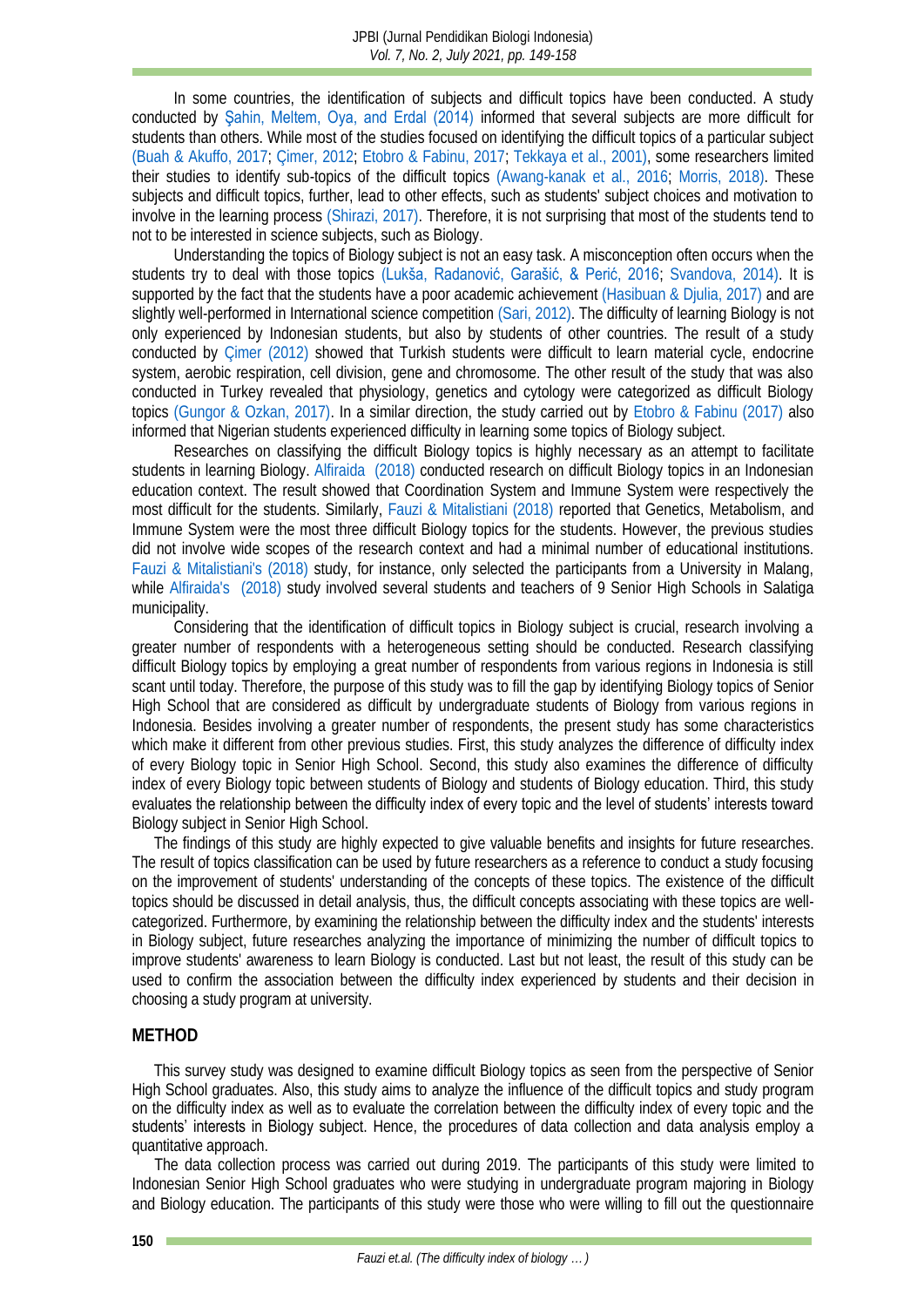In some countries, the identification of subjects and difficult topics have been conducted. A study conducted by Şahin, Meltem, Oya, and Erdal (2014) informed that several subjects are more difficult for students than others. While most of the studies focused on identifying the difficult topics of a particular subject (Buah & Akuffo, 2017; Çimer, 2012; Etobro & Fabinu, 2017; Tekkaya et al., 2001), some researchers limited their studies to identify sub-topics of the difficult topics (Awang-kanak et al., 2016; Morris, 2018). These subjects and difficult topics, further, lead to other effects, such as students' subject choices and motivation to involve in the learning process (Shirazi, 2017). Therefore, it is not surprising that most of the students tend to not to be interested in science subjects, such as Biology.

Understanding the topics of Biology subject is not an easy task. A misconception often occurs when the students try to deal with those topics (Lukša, Radanović, Garašić, & Perić, 2016; Svandova, 2014). It is supported by the fact that the students have a poor academic achievement (Hasibuan & Djulia, 2017) and are slightly well-performed in International science competition (Sari, 2012). The difficulty of learning Biology is not only experienced by Indonesian students, but also by students of other countries. The result of a study conducted by Çimer (2012) showed that Turkish students were difficult to learn material cycle, endocrine system, aerobic respiration, cell division, gene and chromosome. The other result of the study that was also conducted in Turkey revealed that physiology, genetics and cytology were categorized as difficult Biology topics (Gungor & Ozkan, 2017). In a similar direction, the study carried out by Etobro & Fabinu (2017) also informed that Nigerian students experienced difficulty in learning some topics of Biology subject.

Researches on classifying the difficult Biology topics is highly necessary as an attempt to facilitate students in learning Biology. Alfiraida (2018) conducted research on difficult Biology topics in an Indonesian education context. The result showed that Coordination System and Immune System were respectively the most difficult for the students. Similarly, Fauzi & Mitalistiani (2018) reported that Genetics, Metabolism, and Immune System were the most three difficult Biology topics for the students. However, the previous studies did not involve wide scopes of the research context and had a minimal number of educational institutions. Fauzi & Mitalistiani's (2018) study, for instance, only selected the participants from a University in Malang, while Alfiraida's (2018) study involved several students and teachers of 9 Senior High Schools in Salatiga municipality.

Considering that the identification of difficult topics in Biology subject is crucial, research involving a greater number of respondents with a heterogeneous setting should be conducted. Research classifying difficult Biology topics by employing a great number of respondents from various regions in Indonesia is still scant until today. Therefore, the purpose of this study was to fill the gap by identifying Biology topics of Senior High School that are considered as difficult by undergraduate students of Biology from various regions in Indonesia. Besides involving a greater number of respondents, the present study has some characteristics which make it different from other previous studies. First, this study analyzes the difference of difficulty index of every Biology topic in Senior High School. Second, this study also examines the difference of difficulty index of every Biology topic between students of Biology and students of Biology education. Third, this study evaluates the relationship between the difficulty index of every topic and the level of students' interests toward Biology subject in Senior High School.

The findings of this study are highly expected to give valuable benefits and insights for future researches. The result of topics classification can be used by future researchers as a reference to conduct a study focusing on the improvement of students' understanding of the concepts of these topics. The existence of the difficult topics should be discussed in detail analysis, thus, the difficult concepts associating with these topics are well-categorized. Furthermore, by examining the relationship between the difficulty index and the students' interests in Biology subject, future researches analyzing the importance of minimizing the number of difficult topics to improve students' awareness to learn Biology is conducted. Last but not least, the result of this study can be used to confirm the association between the difficulty index experienced by students and their decision in choosing a study program at university.

## METHOD

This survey study was designed to examine difficult Biology topics as seen from the perspective of Senior High School graduates. Also, this study aims to analyze the influence of the difficult topics and study program on the difficulty index as well as to evaluate the correlation between the difficulty index of every topic and the students' interests in Biology subject. Hence, the procedures of data collection and data analysis employ a quantitative approach.

The data collection process was carried out during 2019. The participants of this study were limited to Indonesian Senior High School graduates who were studying in undergraduate program majoring in Biology and Biology education. The participants of this study were those who were willing to fill out the questionnaire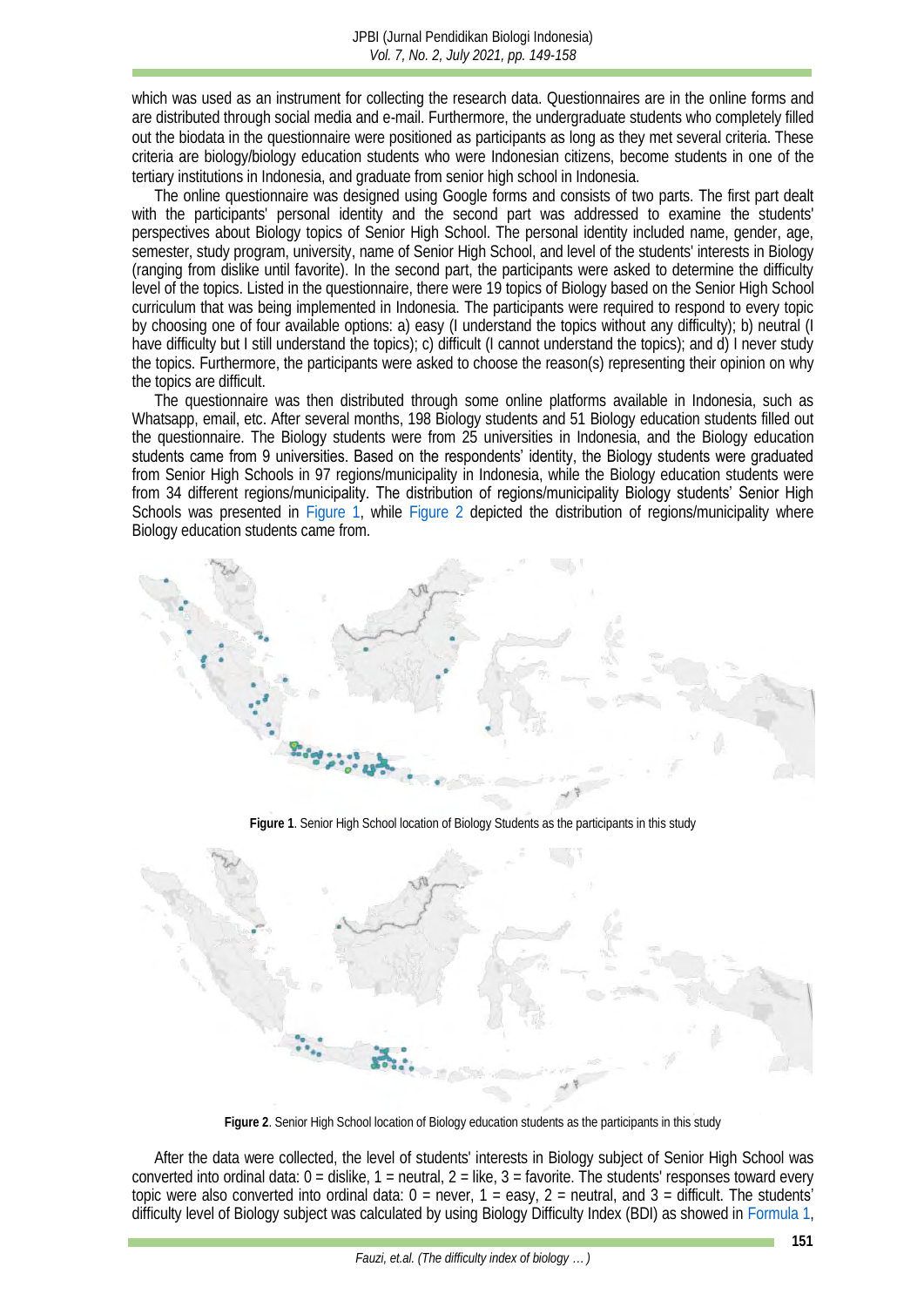which was used as an instrument for collecting the research data. Questionnaires are in the online forms and are distributed through social media and e-mail. Furthermore, the undergraduate students who completely filled out the biodata in the questionnaire were positioned as participants as long as they met several criteria. These criteria are biology/biology education students who were Indonesian citizens, become students in one of the tertiary institutions in Indonesia, and graduate from senior high school in Indonesia.

The online questionnaire was designed using Google forms and consists of two parts. The first part dealt with the participants' personal identity and the second part was addressed to examine the students' perspectives about Biology topics of Senior High School. The personal identity included name, gender, age, semester, study program, university, name of Senior High School, and level of the students' interests in Biology (ranging from dislike until favorite). In the second part, the participants were asked to determine the difficulty level of the topics. Listed in the questionnaire, there were 19 topics of Biology based on the Senior High School curriculum that was being implemented in Indonesia. The participants were required to respond to every topic by choosing one of four available options: a) easy (I understand the topics without any difficulty); b) neutral (I have difficulty but I still understand the topics); c) difficult (I cannot understand the topics); and d) I never study the topics. Furthermore, the participants were asked to choose the reason(s) representing their opinion on why the topics are difficult.

The questionnaire was then distributed through some online platforms available in Indonesia, such as Whatsapp, email, etc. After several months, 198 Biology students and 51 Biology education students filled out the questionnaire. The Biology students were from 25 universities in Indonesia, and the Biology education students came from 9 universities. Based on the respondents' identity, the Biology students were graduated from Senior High Schools in 97 regions/municipality in Indonesia, while the Biology education students were from 34 different regions/municipality. The distribution of regions/municipality Biology students' Senior High Schools was presented in Figure 1, while Figure 2 depicted the distribution of regions/municipality where Biology education students came from.

**Figure 1**. Senior High School location of Biology Students as the participants in this study

**Figure 2**. Senior High School location of Biology education students as the participants in this study

After the data were collected, the level of students' interests in Biology subject of Senior High School was converted into ordinal data: 0 = dislike, 1 = neutral, 2 = like, 3 = favorite. The students' responses toward every topic were also converted into ordinal data: 0 = never, 1 = easy, 2 = neutral, and 3 = difficult. The students' difficulty level of Biology subject was calculated by using Biology Difficulty Index (BDI) as showed in Formula 1,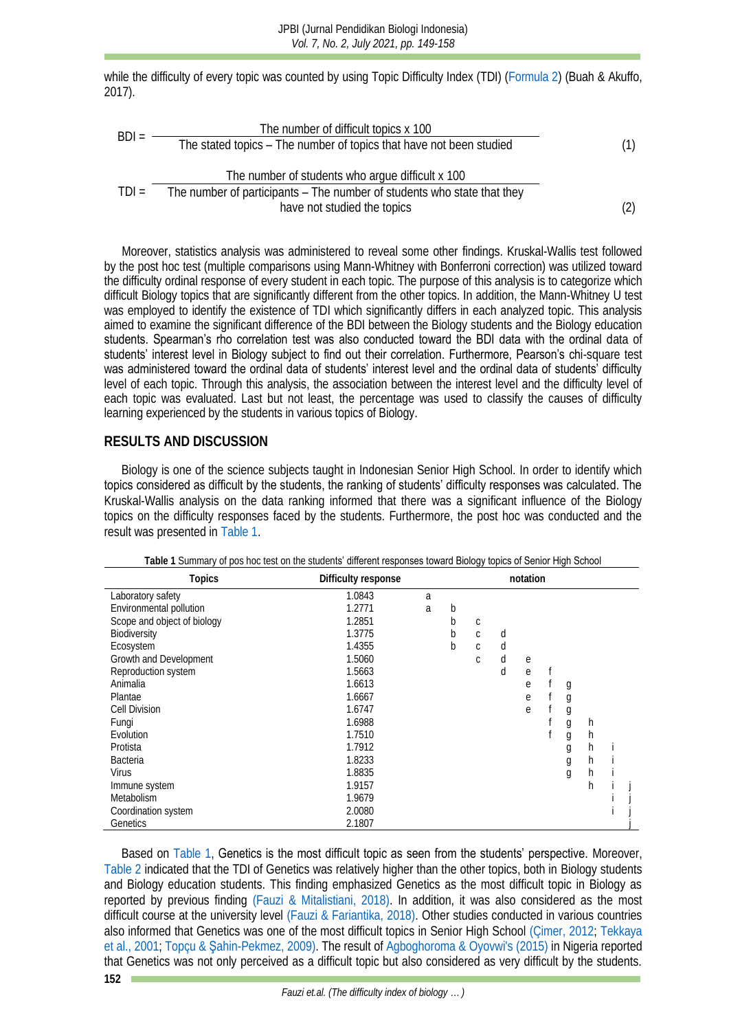while the difficulty of every topic was counted by using Topic Difficulty Index (TDI) (Formula 2) (Buah & Akuffo, 2017).

$$BDI = \frac{\text{The number of difficult topics x 100}}{\text{The stated topics – The number of topics that have not been studied}} \quad (1)$$

$$TDI = \frac{\text{The number of students who argue difficult x 100}}{\text{The number of participants – The number of students who state that they have not studied the topics}} \quad (2)$$

Moreover, statistics analysis was administered to reveal some other findings. Kruskal-Wallis test followed by the post hoc test (multiple comparisons using Mann-Whitney with Bonferroni correction) was utilized toward the difficulty ordinal response of every student in each topic. The purpose of this analysis is to categorize which difficult Biology topics that are significantly different from the other topics. In addition, the Mann-Whitney U test was employed to identify the existence of TDI which significantly differs in each analyzed topic. This analysis aimed to examine the significant difference of the BDI between the Biology students and the Biology education students. Spearman's rho correlation test was also conducted toward the BDI data with the ordinal data of students' interest level in Biology subject to find out their correlation. Furthermore, Pearson's chi-square test was administered toward the ordinal data of students' interest level and the ordinal data of students' difficulty level of each topic. Through this analysis, the association between the interest level and the difficulty level of each topic was evaluated. Last but not least, the percentage was used to classify the causes of difficulty learning experienced by the students in various topics of Biology.

## RESULTS AND DISCUSSION

Biology is one of the science subjects taught in Indonesian Senior High School. In order to identify which topics considered as difficult by the students, the ranking of students' difficulty responses was calculated. The Kruskal-Wallis analysis on the data ranking informed that there was a significant influence of the Biology topics on the difficulty responses faced by the students. Furthermore, the post hoc was conducted and the result was presented in Table 1.

**Table 1** Summary of pos hoc test on the students' different responses toward Biology topics of Senior High School

| Topics | Difficulty response | notation | | | | | | | | | |
|---|---|---|---|---|---|---|---|---|---|---|---|
| Laboratory safety | 1.0843 | a | | | | | | | | | |
| Environmental pollution | 1.2771 | a | b | | | | | | | | |
| Scope and object of biology | 1.2851 | | b | c | | | | | | | |
| Biodiversity | 1.3775 | | b | c | d | | | | | | |
| Ecosystem | 1.4355 | | b | c | d | | | | | | |
| Growth and Development | 1.5060 | | | c | d | e | | | | | |
| Reproduction system | 1.5663 | | | | d | e | f | | | | |
| Animalia | 1.6613 | | | | | e | f | g | | | |
| Plantae | 1.6667 | | | | | e | f | g | | | |
| Cell Division | 1.6747 | | | | | e | f | g | | | |
| Fungi | 1.6988 | | | | | | f | g | h | | |
| Evolution | 1.7510 | | | | | | f | g | h | | |
| Protista | 1.7912 | | | | | | | g | h | i | |
| Bacteria | 1.8233 | | | | | | | g | h | i | |
| Virus | 1.8835 | | | | | | | g | h | i | |
| Immune system | 1.9157 | | | | | | | | h | i | j |
| Metabolism | 1.9679 | | | | | | | | | i | j |
| Coordination system | 2.0080 | | | | | | | | | i | j |
| Genetics | 2.1807 | | | | | | | | | | j |

Based on Table 1, Genetics is the most difficult topic as seen from the students' perspective. Moreover, Table 2 indicated that the TDI of Genetics was relatively higher than the other topics, both in Biology students and Biology education students. This finding emphasized Genetics as the most difficult topic in Biology as reported by previous finding (Fauzi & Mitalistiani, 2018). In addition, it was also considered as the most difficult course at the university level (Fauzi & Fariantika, 2018). Other studies conducted in various countries also informed that Genetics was one of the most difficult topics in Senior High School (Çimer, 2012; Tekkaya et al., 2001; Topçu & Şahin-Pekmez, 2009). The result of Agboghoroma & Oyovwi's (2015) in Nigeria reported that Genetics was not only perceived as a difficult topic but also considered as very difficult by the students.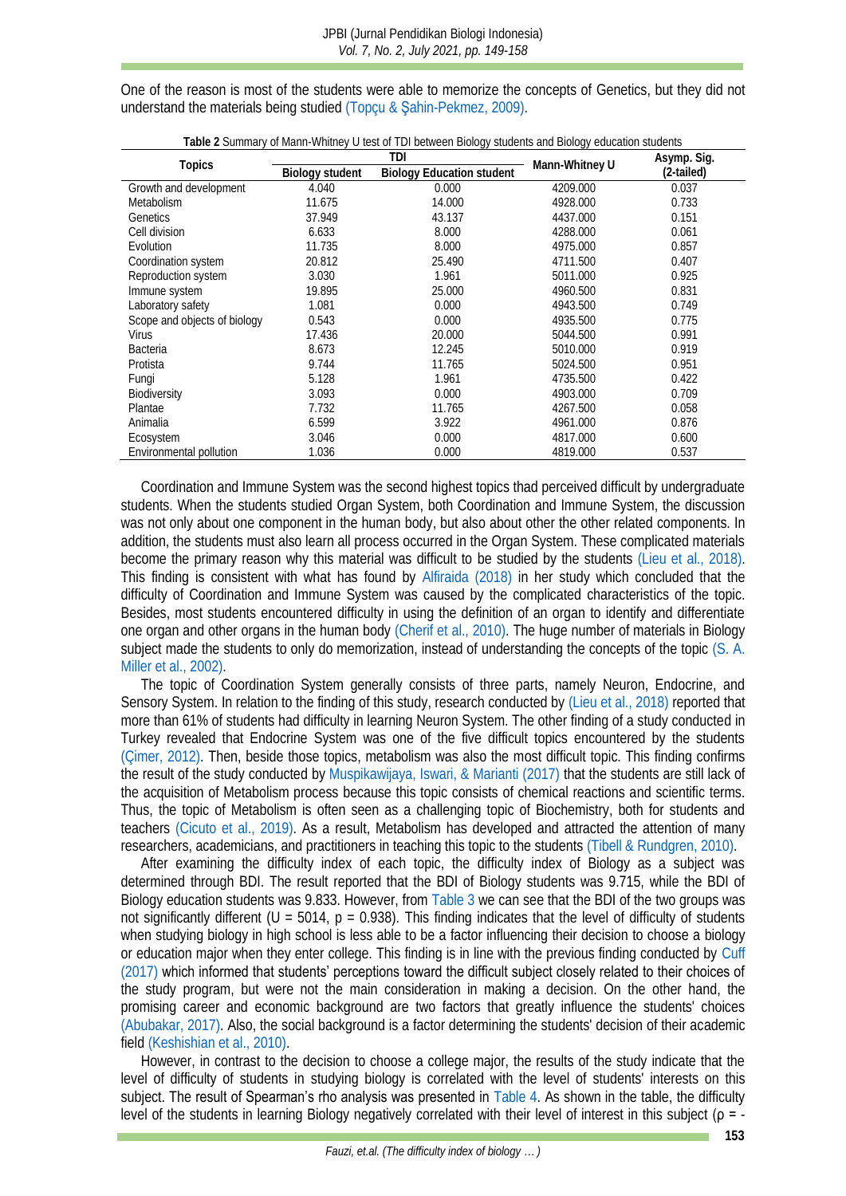One of the reason is most of the students were able to memorize the concepts of Genetics, but they did not understand the materials being studied (Topçu & Şahin-Pekmez, 2009).

**Table 2** Summary of Mann-Whitney U test of TDI between Biology students and Biology education students

| Topics | TDI | | Mann-Whitney U | Asymp. Sig. (2-tailed) |
|---|---|---|---|---|
| | Biology student | Biology Education student | | |
| Growth and development | 4.040 | 0.000 | 4209.000 | 0.037 |
| Metabolism | 11.675 | 14.000 | 4928.000 | 0.733 |
| Genetics | 37.949 | 43.137 | 4437.000 | 0.151 |
| Cell division | 6.633 | 8.000 | 4288.000 | 0.061 |
| Evolution | 11.735 | 8.000 | 4975.000 | 0.857 |
| Coordination system | 20.812 | 25.490 | 4711.500 | 0.407 |
| Reproduction system | 3.030 | 1.961 | 5011.000 | 0.925 |
| Immune system | 19.895 | 25.000 | 4960.500 | 0.831 |
| Laboratory safety | 1.081 | 0.000 | 4943.500 | 0.749 |
| Scope and objects of biology | 0.543 | 0.000 | 4935.500 | 0.775 |
| Virus | 17.436 | 20.000 | 5044.500 | 0.991 |
| Bacteria | 8.673 | 12.245 | 5010.000 | 0.919 |
| Protista | 9.744 | 11.765 | 5024.500 | 0.951 |
| Fungi | 5.128 | 1.961 | 4735.500 | 0.422 |
| Biodiversity | 3.093 | 0.000 | 4903.000 | 0.709 |
| Plantae | 7.732 | 11.765 | 4267.500 | 0.058 |
| Animalia | 6.599 | 3.922 | 4961.000 | 0.876 |
| Ecosystem | 3.046 | 0.000 | 4817.000 | 0.600 |
| Environmental pollution | 1.036 | 0.000 | 4819.000 | 0.537 |

Coordination and Immune System was the second highest topics thad perceived difficult by undergraduate students. When the students studied Organ System, both Coordination and Immune System, the discussion was not only about one component in the human body, but also about other the other related components. In addition, the students must also learn all process occurred in the Organ System. These complicated materials become the primary reason why this material was difficult to be studied by the students (Lieu et al., 2018). This finding is consistent with what has found by Alfiraida (2018) in her study which concluded that the difficulty of Coordination and Immune System was caused by the complicated characteristics of the topic. Besides, most students encountered difficulty in using the definition of an organ to identify and differentiate one organ and other organs in the human body (Cherif et al., 2010). The huge number of materials in Biology subject made the students to only do memorization, instead of understanding the concepts of the topic (S. A. Miller et al., 2002).

The topic of Coordination System generally consists of three parts, namely Neuron, Endocrine, and Sensory System. In relation to the finding of this study, research conducted by (Lieu et al., 2018) reported that more than 61% of students had difficulty in learning Neuron System. The other finding of a study conducted in Turkey revealed that Endocrine System was one of the five difficult topics encountered by the students (Çimer, 2012). Then, beside those topics, metabolism was also the most difficult topic. This finding confirms the result of the study conducted by Muspikawijaya, Iswari, & Marianti (2017) that the students are still lack of the acquisition of Metabolism process because this topic consists of chemical reactions and scientific terms. Thus, the topic of Metabolism is often seen as a challenging topic of Biochemistry, both for students and teachers (Cicuto et al., 2019). As a result, Metabolism has developed and attracted the attention of many researchers, academicians, and practitioners in teaching this topic to the students (Tibell & Rundgren, 2010).

After examining the difficulty index of each topic, the difficulty index of Biology as a subject was determined through BDI. The result reported that the BDI of Biology students was 9.715, while the BDI of Biology education students was 9.833. However, from Table 3 we can see that the BDI of the two groups was not significantly different ($U = 5014$, $p = 0.938$). This finding indicates that the level of difficulty of students when studying biology in high school is less able to be a factor influencing their decision to choose a biology or education major when they enter college. This finding is in line with the previous finding conducted by Cuff (2017) which informed that students' perceptions toward the difficult subject closely related to their choices of the study program, but were not the main consideration in making a decision. On the other hand, the promising career and economic background are two factors that greatly influence the students' choices (Abubakar, 2017). Also, the social background is a factor determining the students' decision of their academic field (Keshishian et al., 2010).

However, in contrast to the decision to choose a college major, the results of the study indicate that the level of difficulty of students in studying biology is correlated with the level of students' interests on this subject. The result of Spearman's rho analysis was presented in Table 4. As shown in the table, the difficulty level of the students in learning Biology negatively correlated with their level of interest in this subject ($\rho$ = -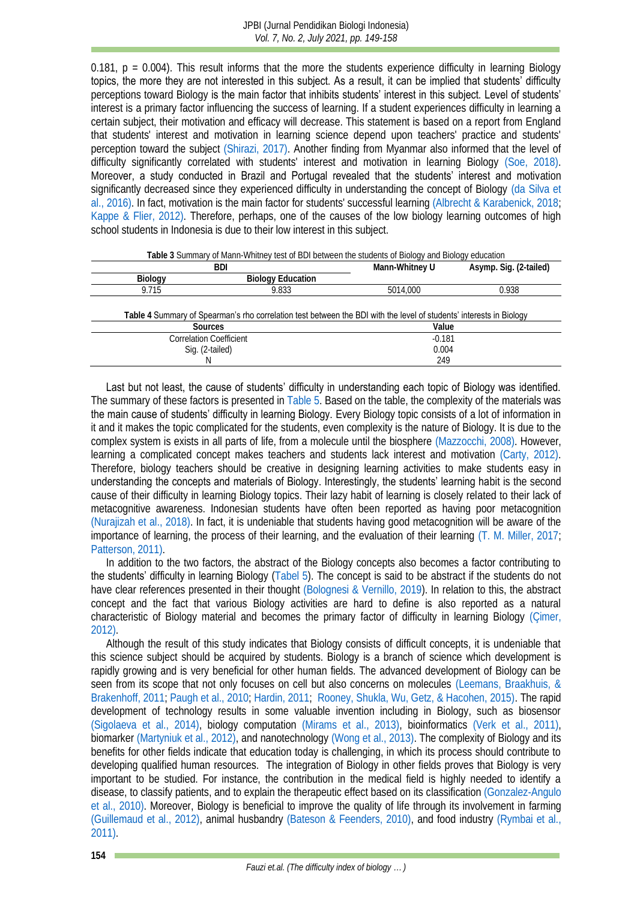0.181, $p = 0.004$). This result informs that the more the students experience difficulty in learning Biology topics, the more they are not interested in this subject. As a result, it can be implied that students' difficulty perceptions toward Biology is the main factor that inhibits students' interest in this subject. Level of students' interest is a primary factor influencing the success of learning. If a student experiences difficulty in learning a certain subject, their motivation and efficacy will decrease. This statement is based on a report from England that students' interest and motivation in learning science depend upon teachers' practice and students' perception toward the subject (Shirazi, 2017). Another finding from Myanmar also informed that the level of difficulty significantly correlated with students' interest and motivation in learning Biology (Soe, 2018). Moreover, a study conducted in Brazil and Portugal revealed that the students' interest and motivation significantly decreased since they experienced difficulty in understanding the concept of Biology (da Silva et al., 2016). In fact, motivation is the main factor for students' successful learning (Albrecht & Karabenick, 2018; Kappe & Flier, 2012). Therefore, perhaps, one of the causes of the low biology learning outcomes of high school students in Indonesia is due to their low interest in this subject.

**Table 3** Summary of Mann-Whitney test of BDI between the students of Biology and Biology education

| BDI | | Mann-Whitney U | Asymp. Sig. (2-tailed) |
|---|---|---|---|
| Biology | Biology Education | | |
| 9.715 | 9.833 | 5014,000 | 0.938 |

**Table 4** Summary of Spearman's rho correlation test between the BDI with the level of students' interests in Biology

| Sources | Value |
|---|---|
| Correlation Coefficient | -0.181 |
| Sig. (2-tailed) | 0.004 |
| N | 249 |

Last but not least, the cause of students' difficulty in understanding each topic of Biology was identified. The summary of these factors is presented in Table 5. Based on the table, the complexity of the materials was the main cause of students' difficulty in learning Biology. Every Biology topic consists of a lot of information in it and it makes the topic complicated for the students, even complexity is the nature of Biology. It is due to the complex system is exists in all parts of life, from a molecule until the biosphere (Mazzocchi, 2008). However, learning a complicated concept makes teachers and students lack interest and motivation (Carty, 2012). Therefore, biology teachers should be creative in designing learning activities to make students easy in understanding the concepts and materials of Biology. Interestingly, the students' learning habit is the second cause of their difficulty in learning Biology topics. Their lazy habit of learning is closely related to their lack of metacognitive awareness. Indonesian students have often been reported as having poor metacognition (Nurajizah et al., 2018). In fact, it is undeniable that students having good metacognition will be aware of the importance of learning, the process of their learning, and the evaluation of their learning (T. M. Miller, 2017; Patterson, 2011).

In addition to the two factors, the abstract of the Biology concepts also becomes a factor contributing to the students' difficulty in learning Biology (Tabel 5). The concept is said to be abstract if the students do not have clear references presented in their thought (Bolognesi & Vernillo, 2019). In relation to this, the abstract concept and the fact that various Biology activities are hard to define is also reported as a natural characteristic of Biology material and becomes the primary factor of difficulty in learning Biology (Çimer, 2012).

Although the result of this study indicates that Biology consists of difficult concepts, it is undeniable that this science subject should be acquired by students. Biology is a branch of science which development is rapidly growing and is very beneficial for other human fields. The advanced development of Biology can be seen from its scope that not only focuses on cell but also concerns on molecules (Leemans, Braakhuis, & Brakenhoff, 2011; Paugh et al., 2010; Hardin, 2011; Rooney, Shukla, Wu, Getz, & Hacohen, 2015). The rapid development of technology results in some valuable invention including in Biology, such as biosensor (Sigolaeva et al., 2014), biology computation (Mirams et al., 2013), bioinformatics (Verk et al., 2011), biomarker (Martyniuk et al., 2012), and nanotechnology (Wong et al., 2013). The complexity of Biology and its benefits for other fields indicate that education today is challenging, in which its process should contribute to developing qualified human resources. The integration of Biology in other fields proves that Biology is very important to be studied. For instance, the contribution in the medical field is highly needed to identify a disease, to classify patients, and to explain the therapeutic effect based on its classification (Gonzalez-Angulo et al., 2010). Moreover, Biology is beneficial to improve the quality of life through its involvement in farming (Guillemaud et al., 2012), animal husbandry (Bateson & Feenders, 2010), and food industry (Rymbai et al., 2011).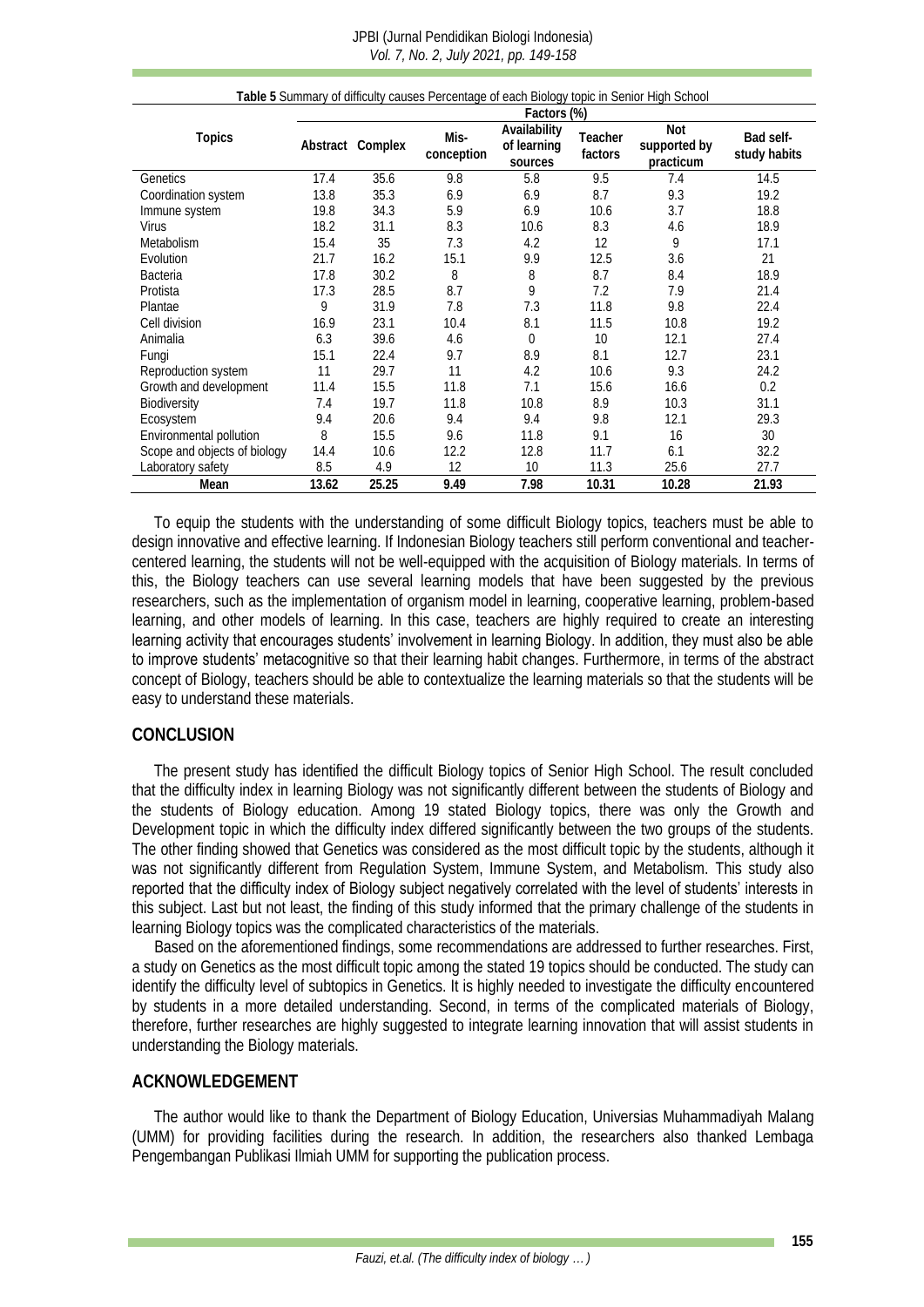**Table 5** Summary of difficulty causes Percentage of each Biology topic in Senior High School

| Topics | Factors (%) | | | | | | |
|---|---|---|---|---|---|---|---|
| | Abstract | Complex | Mis-conception | Availability of learning sources | Teacher factors | Not supported by practicum | Bad self-study habits |
| Genetics | 17.4 | 35.6 | 9.8 | 5.8 | 9.5 | 7.4 | 14.5 |
| Coordination system | 13.8 | 35.3 | 6.9 | 6.9 | 8.7 | 9.3 | 19.2 |
| Immune system | 19.8 | 34.3 | 5.9 | 6.9 | 10.6 | 3.7 | 18.8 |
| Virus | 18.2 | 31.1 | 8.3 | 10.6 | 8.3 | 4.6 | 18.9 |
| Metabolism | 15.4 | 35 | 7.3 | 4.2 | 12 | 9 | 17.1 |
| Evolution | 21.7 | 16.2 | 15.1 | 9.9 | 12.5 | 3.6 | 21 |
| Bacteria | 17.8 | 30.2 | 8 | 8 | 8.7 | 8.4 | 18.9 |
| Protista | 17.3 | 28.5 | 8.7 | 9 | 7.2 | 7.9 | 21.4 |
| Plantae | 9 | 31.9 | 7.8 | 7.3 | 11.8 | 9.8 | 22.4 |
| Cell division | 16.9 | 23.1 | 10.4 | 8.1 | 11.5 | 10.8 | 19.2 |
| Animalia | 6.3 | 39.6 | 4.6 | 0 | 10 | 12.1 | 27.4 |
| Fungi | 15.1 | 22.4 | 9.7 | 8.9 | 8.1 | 12.7 | 23.1 |
| Reproduction system | 11 | 29.7 | 11 | 4.2 | 10.6 | 9.3 | 24.2 |
| Growth and development | 11.4 | 15.5 | 11.8 | 7.1 | 15.6 | 16.6 | 0.2 |
| Biodiversity | 7.4 | 19.7 | 11.8 | 10.8 | 8.9 | 10.3 | 31.1 |
| Ecosystem | 9.4 | 20.6 | 9.4 | 9.4 | 9.8 | 12.1 | 29.3 |
| Environmental pollution | 8 | 15.5 | 9.6 | 11.8 | 9.1 | 16 | 30 |
| Scope and objects of biology | 14.4 | 10.6 | 12.2 | 12.8 | 11.7 | 6.1 | 32.2 |
| Laboratory safety | 8.5 | 4.9 | 12 | 10 | 11.3 | 25.6 | 27.7 |
| **Mean** | **13.62** | **25.25** | **9.49** | **7.98** | **10.31** | **10.28** | **21.93** |

To equip the students with the understanding of some difficult Biology topics, teachers must be able to design innovative and effective learning. If Indonesian Biology teachers still perform conventional and teacher-centered learning, the students will not be well-equipped with the acquisition of Biology materials. In terms of this, the Biology teachers can use several learning models that have been suggested by the previous researchers, such as the implementation of organism model in learning, cooperative learning, problem-based learning, and other models of learning. In this case, teachers are highly required to create an interesting learning activity that encourages students' involvement in learning Biology. In addition, they must also be able to improve students' metacognitive so that their learning habit changes. Furthermore, in terms of the abstract concept of Biology, teachers should be able to contextualize the learning materials so that the students will be easy to understand these materials.

## CONCLUSION

The present study has identified the difficult Biology topics of Senior High School. The result concluded that the difficulty index in learning Biology was not significantly different between the students of Biology and the students of Biology education. Among 19 stated Biology topics, there was only the Growth and Development topic in which the difficulty index differed significantly between the two groups of the students. The other finding showed that Genetics was considered as the most difficult topic by the students, although it was not significantly different from Regulation System, Immune System, and Metabolism. This study also reported that the difficulty index of Biology subject negatively correlated with the level of students' interests in this subject. Last but not least, the finding of this study informed that the primary challenge of the students in learning Biology topics was the complicated characteristics of the materials.

Based on the aforementioned findings, some recommendations are addressed to further researches. First, a study on Genetics as the most difficult topic among the stated 19 topics should be conducted. The study can identify the difficulty level of subtopics in Genetics. It is highly needed to investigate the difficulty encountered by students in a more detailed understanding. Second, in terms of the complicated materials of Biology, therefore, further researches are highly suggested to integrate learning innovation that will assist students in understanding the Biology materials.

## ACKNOWLEDGEMENT

The author would like to thank the Department of Biology Education, Universias Muhammadiyah Malang (UMM) for providing facilities during the research. In addition, the researchers also thanked Lembaga Pengembangan Publikasi Ilmiah UMM for supporting the publication process.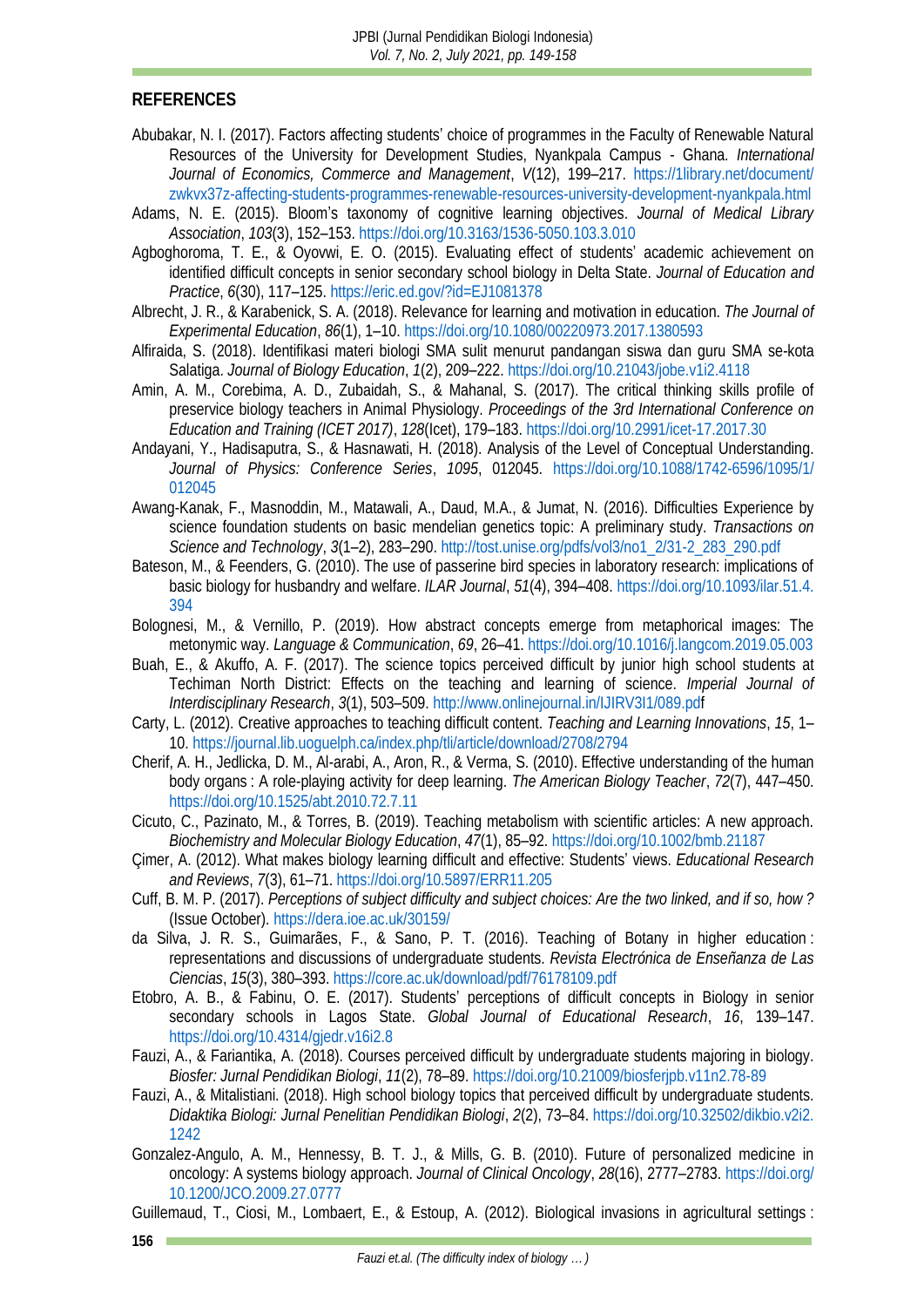## REFERENCES

Abubakar, N. I. (2017). Factors affecting students' choice of programmes in the Faculty of Renewable Natural Resources of the University for Development Studies, Nyankpala Campus - Ghana. *International Journal of Economics, Commerce and Management*, *V*(12), 199–217. https://1library.net/document/zwkvx37z-affecting-students-programmes-renewable-resources-university-development-nyankpala.html

Adams, N. E. (2015). Bloom's taxonomy of cognitive learning objectives. *Journal of Medical Library Association*, *103*(3), 152–153. https://doi.org/10.3163/1536-5050.103.3.010

Agboghoroma, T. E., & Oyovwi, E. O. (2015). Evaluating effect of students' academic achievement on identified difficult concepts in senior secondary school biology in Delta State. *Journal of Education and Practice*, *6*(30), 117–125. https://eric.ed.gov/?id=EJ1081378

Albrecht, J. R., & Karabenick, S. A. (2018). Relevance for learning and motivation in education. *The Journal of Experimental Education*, *86*(1), 1–10. https://doi.org/10.1080/00220973.2017.1380593

Alfiraida, S. (2018). Identifikasi materi biologi SMA sulit menurut pandangan siswa dan guru SMA se-kota Salatiga. *Journal of Biology Education*, *1*(2), 209–222. https://doi.org/10.21043/jobe.v1i2.4118

Amin, A. M., Corebima, A. D., Zubaidah, S., & Mahanal, S. (2017). The critical thinking skills profile of preservice biology teachers in Animal Physiology. *Proceedings of the 3rd International Conference on Education and Training (ICET 2017)*, *128*(Icet), 179–183. https://doi.org/10.2991/icet-17.2017.30

Andayani, Y., Hadisaputra, S., & Hasnawati, H. (2018). Analysis of the Level of Conceptual Understanding. *Journal of Physics: Conference Series*, *1095*, 012045. https://doi.org/10.1088/1742-6596/1095/1/012045

Awang-Kanak, F., Masnoddin, M., Matawali, A., Daud, M.A., & Jumat, N. (2016). Difficulties Experience by science foundation students on basic mendelian genetics topic: A preliminary study. *Transactions on Science and Technology*, *3*(1–2), 283–290. http://tost.unise.org/pdfs/vol3/no1_2/31-2_283_290.pdf

Bateson, M., & Feenders, G. (2010). The use of passerine bird species in laboratory research: implications of basic biology for husbandry and welfare. *ILAR Journal*, *51*(4), 394–408. https://doi.org/10.1093/ilar.51.4.394

Bolognesi, M., & Vernillo, P. (2019). How abstract concepts emerge from metaphorical images: The metonymic way. *Language & Communication*, *69*, 26–41. https://doi.org/10.1016/j.langcom.2019.05.003

Buah, E., & Akuffo, A. F. (2017). The science topics perceived difficult by junior high school students at Techiman North District: Effects on the teaching and learning of science. *Imperial Journal of Interdisciplinary Research*, *3*(1), 503–509. http://www.onlinejournal.in/IJIRV3I1/089.pdf

Carty, L. (2012). Creative approaches to teaching difficult content. *Teaching and Learning Innovations*, *15*, 1–10. https://journal.lib.uoguelph.ca/index.php/tli/article/download/2708/2794

Cherif, A. H., Jedlicka, D. M., Al-arabi, A., Aron, R., & Verma, S. (2010). Effective understanding of the human body organs : A role-playing activity for deep learning. *The American Biology Teacher*, *72*(7), 447–450. https://doi.org/10.1525/abt.2010.72.7.11

Cicuto, C., Pazinato, M., & Torres, B. (2019). Teaching metabolism with scientific articles: A new approach. *Biochemistry and Molecular Biology Education*, *47*(1), 85–92. https://doi.org/10.1002/bmb.21187

Çimer, A. (2012). What makes biology learning difficult and effective: Students' views. *Educational Research and Reviews*, *7*(3), 61–71. https://doi.org/10.5897/ERR11.205

Cuff, B. M. P. (2017). *Perceptions of subject difficulty and subject choices: Are the two linked, and if so, how ?* (Issue October). https://dera.ioe.ac.uk/30159/

da Silva, J. R. S., Guimarães, F., & Sano, P. T. (2016). Teaching of Botany in higher education : representations and discussions of undergraduate students. *Revista Electrónica de Enseñanza de Las Ciencias*, *15*(3), 380–393. https://core.ac.uk/download/pdf/76178109.pdf

Etobro, A. B., & Fabinu, O. E. (2017). Students' perceptions of difficult concepts in Biology in senior secondary schools in Lagos State. *Global Journal of Educational Research*, *16*, 139–147. https://doi.org/10.4314/gjedr.v16i2.8

Fauzi, A., & Fariantika, A. (2018). Courses perceived difficult by undergraduate students majoring in biology. *Biosfer: Jurnal Pendidikan Biologi*, *11*(2), 78–89. https://doi.org/10.21009/biosferjpb.v11n2.78-89

Fauzi, A., & Mitalistiani. (2018). High school biology topics that perceived difficult by undergraduate students. *Didaktika Biologi: Jurnal Penelitian Pendidikan Biologi*, *2*(2), 73–84. https://doi.org/10.32502/dikbio.v2i2.1242

Gonzalez-Angulo, A. M., Hennessy, B. T. J., & Mills, G. B. (2010). Future of personalized medicine in oncology: A systems biology approach. *Journal of Clinical Oncology*, *28*(16), 2777–2783. https://doi.org/10.1200/JCO.2009.27.0777

Guillemaud, T., Ciosi, M., Lombaert, E., & Estoup, A. (2012). Biological invasions in agricultural settings :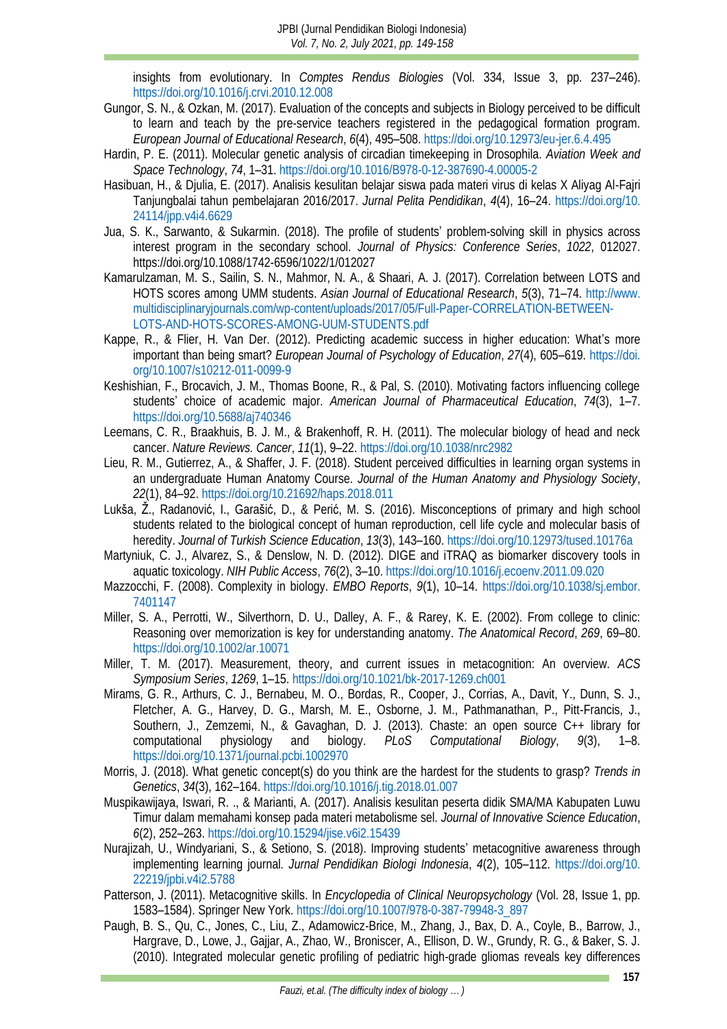insights from evolutionary. In *Comptes Rendus Biologies* (Vol. 334, Issue 3, pp. 237–246). https://doi.org/10.1016/j.crvi.2010.12.008

Gungor, S. N., & Ozkan, M. (2017). Evaluation of the concepts and subjects in Biology perceived to be difficult to learn and teach by the pre-service teachers registered in the pedagogical formation program. *European Journal of Educational Research*, *6*(4), 495–508. https://doi.org/10.12973/eu-jer.6.4.495

Hardin, P. E. (2011). Molecular genetic analysis of circadian timekeeping in Drosophila. *Aviation Week and Space Technology*, *74*, 1–31. https://doi.org/10.1016/B978-0-12-387690-4.00005-2

Hasibuan, H., & Djulia, E. (2017). Analisis kesulitan belajar siswa pada materi virus di kelas X Aliyag Al-Fajri Tanjungbalai tahun pembelajaran 2016/2017. *Jurnal Pelita Pendidikan*, *4*(4), 16–24. https://doi.org/10.24114/jpp.v4i4.6629

Jua, S. K., Sarwanto, & Sukarmin. (2018). The profile of students' problem-solving skill in physics across interest program in the secondary school. *Journal of Physics: Conference Series*, *1022*, 012027. https://doi.org/10.1088/1742-6596/1022/1/012027

Kamarulzaman, M. S., Sailin, S. N., Mahmor, N. A., & Shaari, A. J. (2017). Correlation between LOTS and HOTS scores among UMM students. *Asian Journal of Educational Research*, *5*(3), 71–74. http://www.multidisciplinaryjournals.com/wp-content/uploads/2017/05/Full-Paper-CORRELATION-BETWEEN-LOTS-AND-HOTS-SCORES-AMONG-UUM-STUDENTS.pdf

Kappe, R., & Flier, H. Van Der. (2012). Predicting academic success in higher education: What's more important than being smart? *European Journal of Psychology of Education*, *27*(4), 605–619. https://doi.org/10.1007/s10212-011-0099-9

Keshishian, F., Brocavich, J. M., Thomas Boone, R., & Pal, S. (2010). Motivating factors influencing college students' choice of academic major. *American Journal of Pharmaceutical Education*, *74*(3), 1–7. https://doi.org/10.5688/aj740346

Leemans, C. R., Braakhuis, B. J. M., & Brakenhoff, R. H. (2011). The molecular biology of head and neck cancer. *Nature Reviews. Cancer*, *11*(1), 9–22. https://doi.org/10.1038/nrc2982

Lieu, R. M., Gutierrez, A., & Shaffer, J. F. (2018). Student perceived difficulties in learning organ systems in an undergraduate Human Anatomy Course. *Journal of the Human Anatomy and Physiology Society*, *22*(1), 84–92. https://doi.org/10.21692/haps.2018.011

Lukša, Ž., Radanović, I., Garašić, D., & Perić, M. S. (2016). Misconceptions of primary and high school students related to the biological concept of human reproduction, cell life cycle and molecular basis of heredity. *Journal of Turkish Science Education*, *13*(3), 143–160. https://doi.org/10.12973/tused.10176a

Martyniuk, C. J., Alvarez, S., & Denslow, N. D. (2012). DIGE and iTRAQ as biomarker discovery tools in aquatic toxicology. *NIH Public Access*, *76*(2), 3–10. https://doi.org/10.1016/j.ecoenv.2011.09.020

Mazzocchi, F. (2008). Complexity in biology. *EMBO Reports*, *9*(1), 10–14. https://doi.org/10.1038/sj.embor.7401147

Miller, S. A., Perrotti, W., Silverthorn, D. U., Dalley, A. F., & Rarey, K. E. (2002). From college to clinic: Reasoning over memorization is key for understanding anatomy. *The Anatomical Record*, *269*, 69–80. https://doi.org/10.1002/ar.10071

Miller, T. M. (2017). Measurement, theory, and current issues in metacognition: An overview. *ACS Symposium Series*, *1269*, 1–15. https://doi.org/10.1021/bk-2017-1269.ch001

Mirams, G. R., Arthurs, C. J., Bernabeu, M. O., Bordas, R., Cooper, J., Corrias, A., Davit, Y., Dunn, S. J., Fletcher, A. G., Harvey, D. G., Marsh, M. E., Osborne, J. M., Pathmanathan, P., Pitt-Francis, J., Southern, J., Zemzemi, N., & Gavaghan, D. J. (2013). Chaste: an open source C++ library for computational physiology and biology. *PLoS Computational Biology*, *9*(3), 1–8. https://doi.org/10.1371/journal.pcbi.1002970

Morris, J. (2018). What genetic concept(s) do you think are the hardest for the students to grasp? *Trends in Genetics*, *34*(3), 162–164. https://doi.org/10.1016/j.tig.2018.01.007

Muspikawijaya, Iswari, R. ., & Marianti, A. (2017). Analisis kesulitan peserta didik SMA/MA Kabupaten Luwu Timur dalam memahami konsep pada materi metabolisme sel. *Journal of Innovative Science Education*, *6*(2), 252–263. https://doi.org/10.15294/jise.v6i2.15439

Nurajizah, U., Windyariani, S., & Setiono, S. (2018). Improving students' metacognitive awareness through implementing learning journal. *Jurnal Pendidikan Biologi Indonesia*, *4*(2), 105–112. https://doi.org/10.22219/jpbi.v4i2.5788

Patterson, J. (2011). Metacognitive skills. In *Encyclopedia of Clinical Neuropsychology* (Vol. 28, Issue 1, pp. 1583–1584). Springer New York. https://doi.org/10.1007/978-0-387-79948-3_897

Paugh, B. S., Qu, C., Jones, C., Liu, Z., Adamowicz-Brice, M., Zhang, J., Bax, D. A., Coyle, B., Barrow, J., Hargrave, D., Lowe, J., Gajjar, A., Zhao, W., Broniscer, A., Ellison, D. W., Grundy, R. G., & Baker, S. J. (2010). Integrated molecular genetic profiling of pediatric high-grade gliomas reveals key differences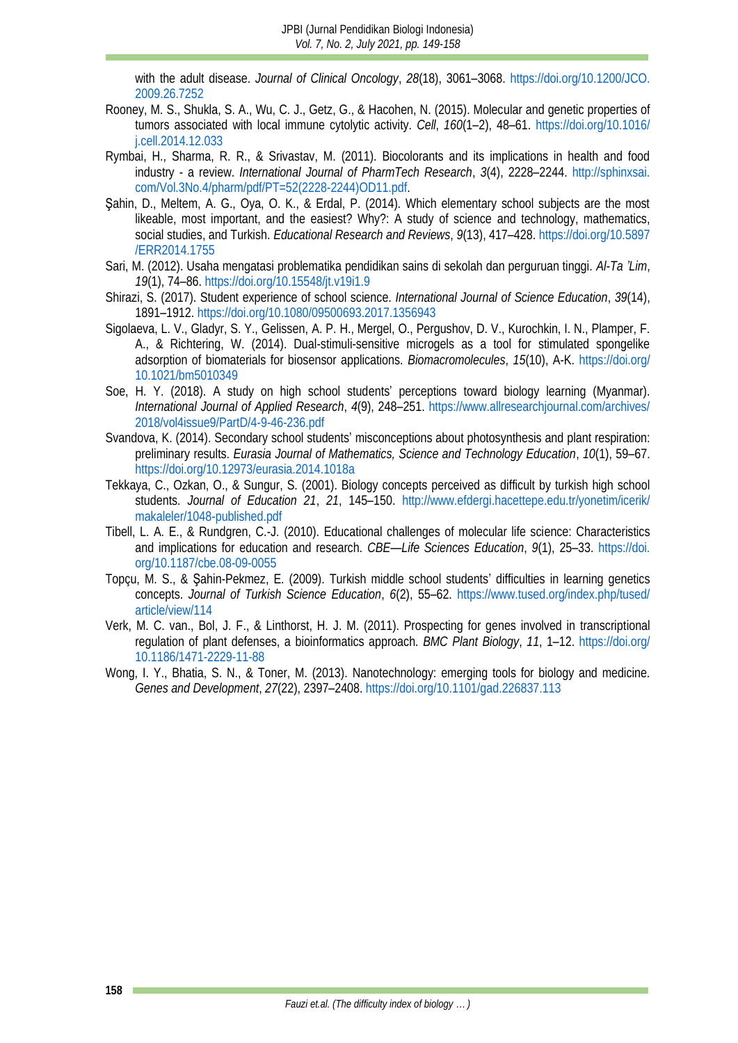with the adult disease. *Journal of Clinical Oncology*, *28*(18), 3061–3068. https://doi.org/10.1200/JCO.2009.26.7252

Rooney, M. S., Shukla, S. A., Wu, C. J., Getz, G., & Hacohen, N. (2015). Molecular and genetic properties of tumors associated with local immune cytolytic activity. *Cell*, *160*(1–2), 48–61. https://doi.org/10.1016/j.cell.2014.12.033

Rymbai, H., Sharma, R. R., & Srivastav, M. (2011). Biocolorants and its implications in health and food industry - a review. *International Journal of PharmTech Research*, *3*(4), 2228–2244. http://sphinxsai.com/Vol.3No.4/pharm/pdf/PT=52(2228-2244)OD11.pdf.

Şahin, D., Meltem, A. G., Oya, O. K., & Erdal, P. (2014). Which elementary school subjects are the most likeable, most important, and the easiest? Why?: A study of science and technology, mathematics, social studies, and Turkish. *Educational Research and Reviews*, *9*(13), 417–428. https://doi.org/10.5897/ERR2014.1755

Sari, M. (2012). Usaha mengatasi problematika pendidikan sains di sekolah dan perguruan tinggi. *Al-Ta 'Lim*, *19*(1), 74–86. https://doi.org/10.15548/jt.v19i1.9

Shirazi, S. (2017). Student experience of school science. *International Journal of Science Education*, *39*(14), 1891–1912. https://doi.org/10.1080/09500693.2017.1356943

Sigolaeva, L. V., Gladyr, S. Y., Gelissen, A. P. H., Mergel, O., Pergushov, D. V., Kurochkin, I. N., Plamper, F. A., & Richtering, W. (2014). Dual-stimuli-sensitive microgels as a tool for stimulated spongelike adsorption of biomaterials for biosensor applications. *Biomacromolecules*, *15*(10), A-K. https://doi.org/10.1021/bm5010349

Soe, H. Y. (2018). A study on high school students' perceptions toward biology learning (Myanmar). *International Journal of Applied Research*, *4*(9), 248–251. https://www.allresearchjournal.com/archives/2018/vol4issue9/PartD/4-9-46-236.pdf

Svandova, K. (2014). Secondary school students' misconceptions about photosynthesis and plant respiration: preliminary results. *Eurasia Journal of Mathematics, Science and Technology Education*, *10*(1), 59–67. https://doi.org/10.12973/eurasia.2014.1018a

Tekkaya, C., Ozkan, O., & Sungur, S. (2001). Biology concepts perceived as difficult by turkish high school students. *Journal of Education 21*, *21*, 145–150. http://www.efdergi.hacettepe.edu.tr/yonetim/icerik/makaleler/1048-published.pdf

Tibell, L. A. E., & Rundgren, C.-J. (2010). Educational challenges of molecular life science: Characteristics and implications for education and research. *CBE—Life Sciences Education*, *9*(1), 25–33. https://doi.org/10.1187/cbe.08-09-0055

Topçu, M. S., & Şahin-Pekmez, E. (2009). Turkish middle school students' difficulties in learning genetics concepts. *Journal of Turkish Science Education*, *6*(2), 55–62. https://www.tused.org/index.php/tused/article/view/114

Verk, M. C. van., Bol, J. F., & Linthorst, H. J. M. (2011). Prospecting for genes involved in transcriptional regulation of plant defenses, a bioinformatics approach. *BMC Plant Biology*, *11*, 1–12. https://doi.org/10.1186/1471-2229-11-88

Wong, I. Y., Bhatia, S. N., & Toner, M. (2013). Nanotechnology: emerging tools for biology and medicine. *Genes and Development*, *27*(22), 2397–2408. https://doi.org/10.1101/gad.226837.113